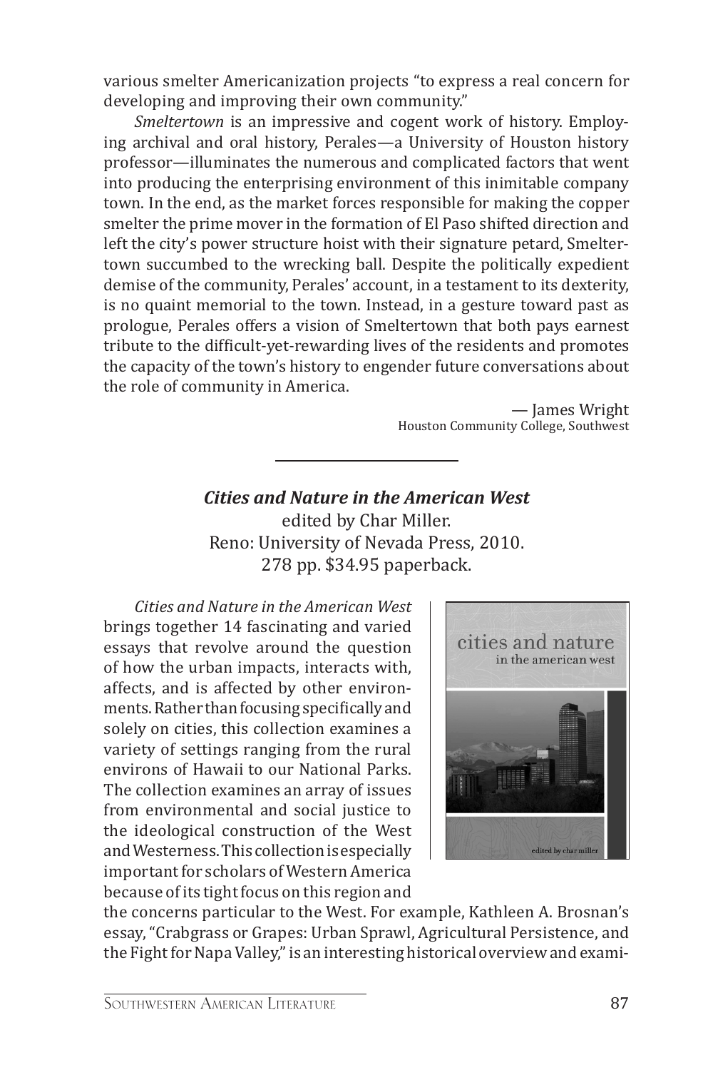various smelter Americanization projects "to express a real concern for developing and improving their own community."

*Smeltertown* is an impressive and cogent work of history. Employing archival and oral history, Perales—a University of Houston history professor—illuminates the numerous and complicated factors that went into producing the enterprising environment of this inimitable company town. In the end, as the market forces responsible for making the copper smelter the prime mover in the formation of El Paso shifted direction and left the city's power structure hoist with their signature petard, Smeltertown succumbed to the wrecking ball. Despite the politically expedient demise of the community, Perales' account, in a testament to its dexterity, is no quaint memorial to the town. Instead, in a gesture toward past as prologue, Perales offers a vision of Smeltertown that both pays earnest tribute to the difficult-yet-rewarding lives of the residents and promotes the capacity of the town's history to engender future conversations about the role of community in America.

— James Wright
Houston Community College, Southwest

---

***Cities and Nature in the American West***
edited by Char Miller.
Reno: University of Nevada Press, 2010.
278 pp. $34.95 paperback.

*Cities and Nature in the American West* brings together 14 fascinating and varied essays that revolve around the question of how the urban impacts, interacts with, affects, and is affected by other environments. Rather than focusing specifically and solely on cities, this collection examines a variety of settings ranging from the rural environs of Hawaii to our National Parks. The collection examines an array of issues from environmental and social justice to the ideological construction of the West and Westerness. This collection is especially important for scholars of Western America because of its tight focus on this region and the concerns particular to the West. For example, Kathleen A. Brosnan's essay, "Crabgrass or Grapes: Urban Sprawl, Agricultural Persistence, and the Fight for Napa Valley," is an interesting historical overview and exami-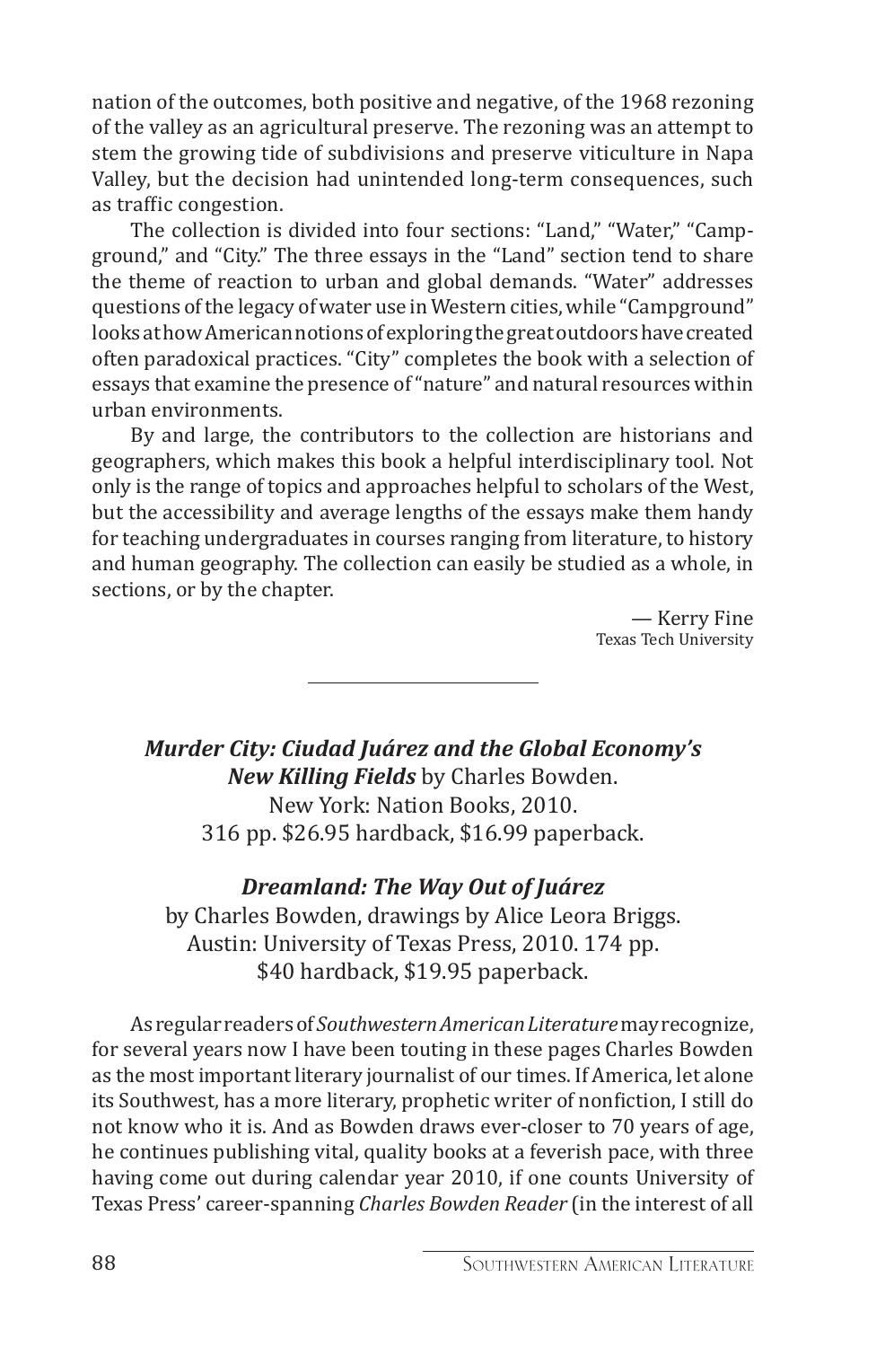nation of the outcomes, both positive and negative, of the 1968 rezoning of the valley as an agricultural preserve. The rezoning was an attempt to stem the growing tide of subdivisions and preserve viticulture in Napa Valley, but the decision had unintended long-term consequences, such as traffic congestion.

The collection is divided into four sections: "Land," "Water," "Campground," and "City." The three essays in the "Land" section tend to share the theme of reaction to urban and global demands. "Water" addresses questions of the legacy of water use in Western cities, while "Campground" looks at how American notions of exploring the great outdoors have created often paradoxical practices. "City" completes the book with a selection of essays that examine the presence of "nature" and natural resources within urban environments.

By and large, the contributors to the collection are historians and geographers, which makes this book a helpful interdisciplinary tool. Not only is the range of topics and approaches helpful to scholars of the West, but the accessibility and average lengths of the essays make them handy for teaching undergraduates in courses ranging from literature, to history and human geography. The collection can easily be studied as a whole, in sections, or by the chapter.

— Kerry Fine
Texas Tech University

---

***Murder City: Ciudad Juárez and the Global Economy's New Killing Fields*** by Charles Bowden.
New York: Nation Books, 2010.
316 pp. $26.95 hardback, $16.99 paperback.

***Dreamland: The Way Out of Juárez***
by Charles Bowden, drawings by Alice Leora Briggs.
Austin: University of Texas Press, 2010. 174 pp.
$40 hardback, $19.95 paperback.

As regular readers of *Southwestern American Literature* may recognize, for several years now I have been touting in these pages Charles Bowden as the most important literary journalist of our times. If America, let alone its Southwest, has a more literary, prophetic writer of nonfiction, I still do not know who it is. And as Bowden draws ever-closer to 70 years of age, he continues publishing vital, quality books at a feverish pace, with three having come out during calendar year 2010, if one counts University of Texas Press' career-spanning *Charles Bowden Reader* (in the interest of all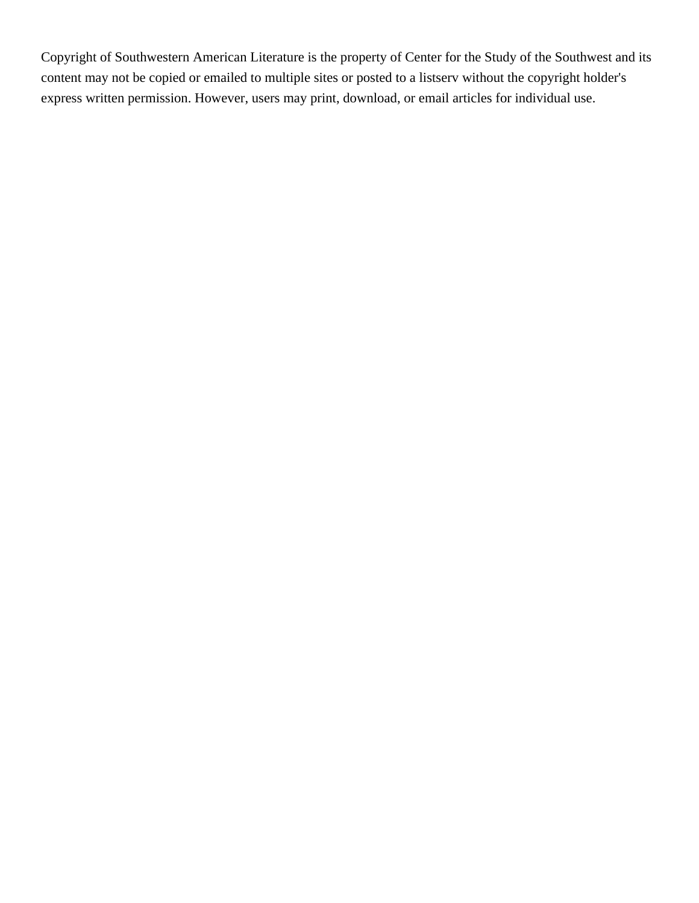Copyright of Southwestern American Literature is the property of Center for the Study of the Southwest and its content may not be copied or emailed to multiple sites or posted to a listserv without the copyright holder's express written permission. However, users may print, download, or email articles for individual use.